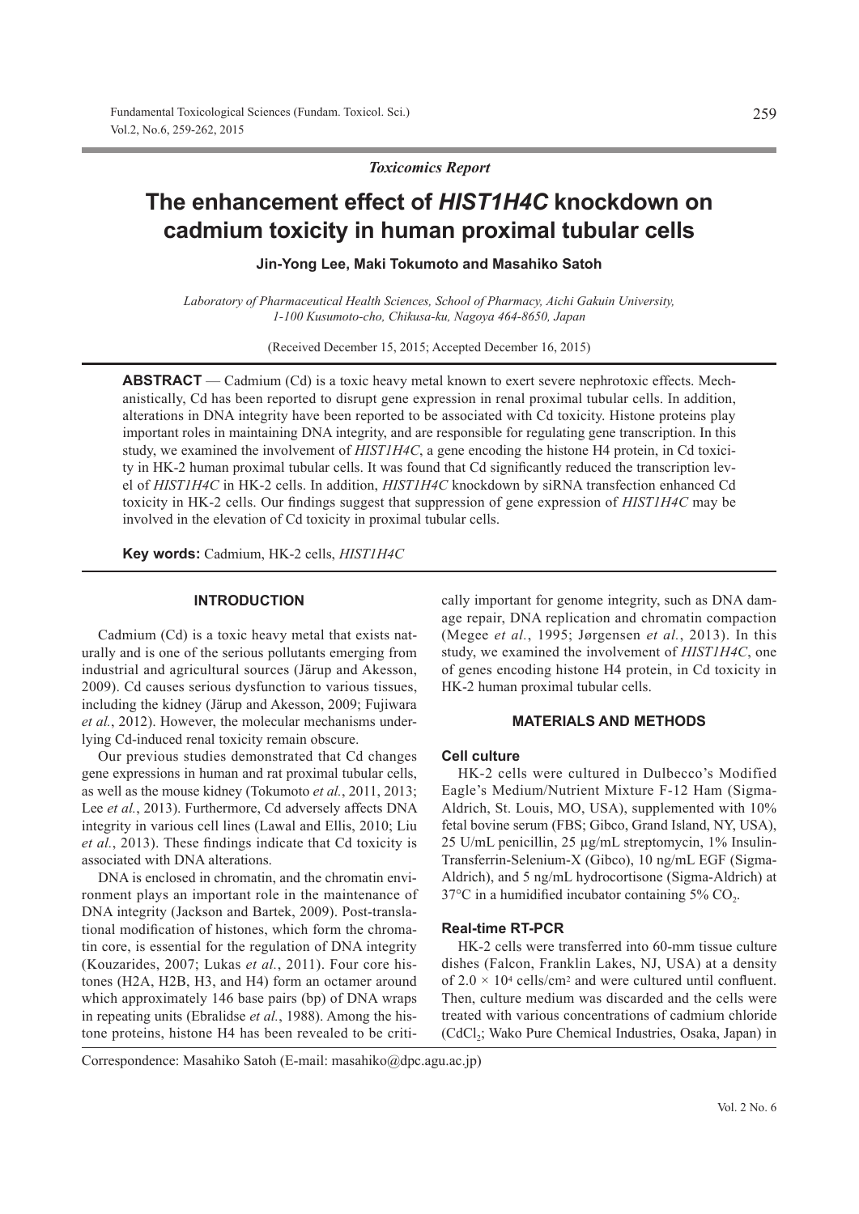*Toxicomics Report*

# The enhancement effect of *HIST1H4C* knockdown on cadmium toxicity in human proximal tubular cells

**Jin-Yong Lee, Maki Tokumoto and Masahiko Satoh**

*Laboratory of Pharmaceutical Health Sciences, School of Pharmacy, Aichi Gakuin University, 1-100 Kusumoto-cho, Chikusa-ku, Nagoya 464-8650, Japan*

(Received December 15, 2015; Accepted December 16, 2015)

**ABSTRACT** — Cadmium (Cd) is a toxic heavy metal known to exert severe nephrotoxic effects. Mechanistically, Cd has been reported to disrupt gene expression in renal proximal tubular cells. In addition, alterations in DNA integrity have been reported to be associated with Cd toxicity. Histone proteins play important roles in maintaining DNA integrity, and are responsible for regulating gene transcription. In this study, we examined the involvement of *HIST1H4C*, a gene encoding the histone H4 protein, in Cd toxicity in HK-2 human proximal tubular cells. It was found that Cd significantly reduced the transcription level of *HIST1H4C* in HK-2 cells. In addition, *HIST1H4C* knockdown by siRNA transfection enhanced Cd toxicity in HK-2 cells. Our findings suggest that suppression of gene expression of *HIST1H4C* may be involved in the elevation of Cd toxicity in proximal tubular cells.

**Key words:** Cadmium, HK-2 cells, *HIST1H4C*

## INTRODUCTION

Cadmium (Cd) is a toxic heavy metal that exists naturally and is one of the serious pollutants emerging from industrial and agricultural sources (Järup and Akesson, 2009). Cd causes serious dysfunction to various tissues, including the kidney (Järup and Akesson, 2009; Fujiwara *et al.*, 2012). However, the molecular mechanisms underlying Cd-induced renal toxicity remain obscure.

Our previous studies demonstrated that Cd changes gene expressions in human and rat proximal tubular cells, as well as the mouse kidney (Tokumoto *et al.*, 2011, 2013; Lee *et al.*, 2013). Furthermore, Cd adversely affects DNA integrity in various cell lines (Lawal and Ellis, 2010; Liu *et al.*, 2013). These findings indicate that Cd toxicity is associated with DNA alterations.

DNA is enclosed in chromatin, and the chromatin environment plays an important role in the maintenance of DNA integrity (Jackson and Bartek, 2009). Post-translational modification of histones, which form the chromatin core, is essential for the regulation of DNA integrity (Kouzarides, 2007; Lukas *et al.*, 2011). Four core histones (H2A, H2B, H3, and H4) form an octamer around which approximately 146 base pairs (bp) of DNA wraps in repeating units (Ebralidse *et al.*, 1988). Among the histone proteins, histone H4 has been revealed to be critically important for genome integrity, such as DNA damage repair, DNA replication and chromatin compaction (Megee *et al.*, 1995; Jørgensen *et al.*, 2013). In this study, we examined the involvement of *HIST1H4C*, one of genes encoding histone H4 protein, in Cd toxicity in HK-2 human proximal tubular cells.

## MATERIALS AND METHODS

### Cell culture

HK-2 cells were cultured in Dulbecco's Modified Eagle's Medium/Nutrient Mixture F-12 Ham (Sigma-Aldrich, St. Louis, MO, USA), supplemented with 10% fetal bovine serum (FBS; Gibco, Grand Island, NY, USA), 25 U/mL penicillin, 25 µg/mL streptomycin, 1% Insulin-Transferrin-Selenium-X (Gibco), 10 ng/mL EGF (Sigma-Aldrich), and 5 ng/mL hydrocortisone (Sigma-Aldrich) at 37°C in a humidified incubator containing 5% $CO_2$.

### Real-time RT-PCR

HK-2 cells were transferred into 60-mm tissue culture dishes (Falcon, Franklin Lakes, NJ, USA) at a density of $2.0 \times 10^4$ cells/cm$^2$ and were cultured until confluent. Then, culture medium was discarded and the cells were treated with various concentrations of cadmium chloride ($CdCl_2$; Wako Pure Chemical Industries, Osaka, Japan) in

Correspondence: Masahiko Satoh (E-mail: masahiko@dpc.agu.ac.jp)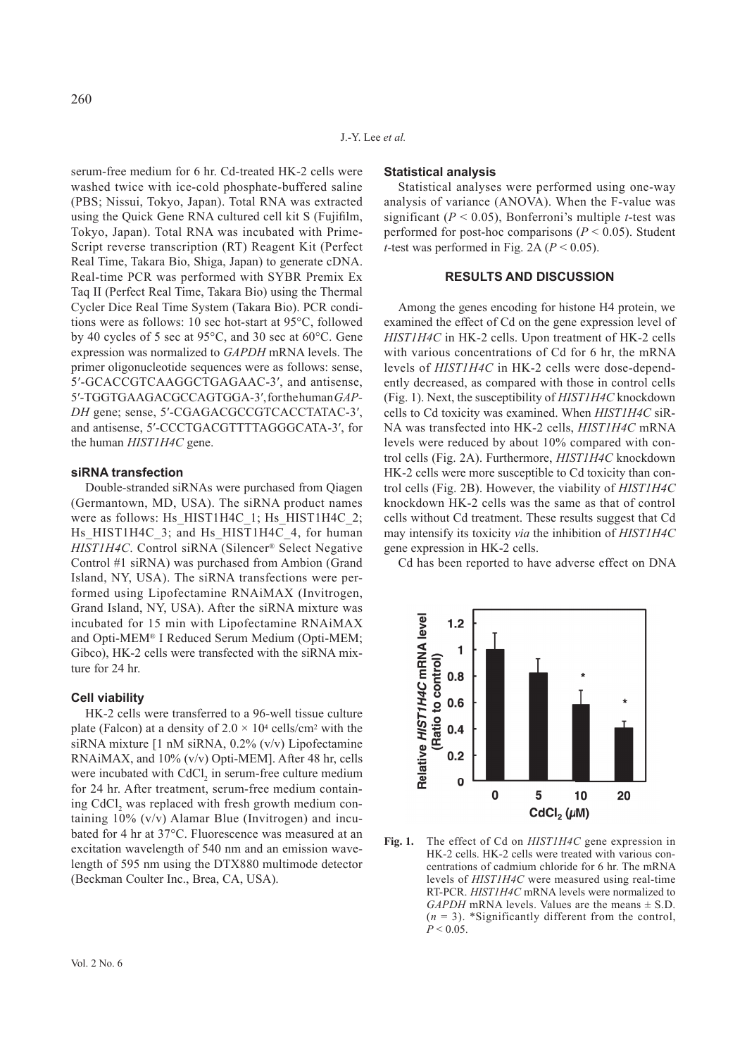serum-free medium for 6 hr. Cd-treated HK-2 cells were washed twice with ice-cold phosphate-buffered saline (PBS; Nissui, Tokyo, Japan). Total RNA was extracted using the Quick Gene RNA cultured cell kit S (Fujifilm, Tokyo, Japan). Total RNA was incubated with Prime-Script reverse transcription (RT) Reagent Kit (Perfect Real Time, Takara Bio, Shiga, Japan) to generate cDNA. Real-time PCR was performed with SYBR Premix Ex Taq II (Perfect Real Time, Takara Bio) using the Thermal Cycler Dice Real Time System (Takara Bio). PCR conditions were as follows: 10 sec hot-start at 95°C, followed by 40 cycles of 5 sec at 95°C, and 30 sec at 60°C. Gene expression was normalized to *GAPDH* mRNA levels. The primer oligonucleotide sequences were as follows: sense, 5′-GCACCGTCAAGGCTGAGAAC-3′, and antisense, 5′-TGGTGAAGACGCCAGTGGA-3′, for the human *GAPDH* gene; sense, 5′-CGAGACGCCGTCACCTATAC-3′, and antisense, 5′-CCCTGACGTTTTAGGGCATA-3′, for the human *HIST1H4C* gene.

### siRNA transfection

Double-stranded siRNAs were purchased from Qiagen (Germantown, MD, USA). The siRNA product names were as follows: Hs_HIST1H4C_1; Hs_HIST1H4C_2; Hs_HIST1H4C_3; and Hs_HIST1H4C_4, for human *HIST1H4C*. Control siRNA (Silencer® Select Negative Control #1 siRNA) was purchased from Ambion (Grand Island, NY, USA). The siRNA transfections were performed using Lipofectamine RNAiMAX (Invitrogen, Grand Island, NY, USA). After the siRNA mixture was incubated for 15 min with Lipofectamine RNAiMAX and Opti-MEM® I Reduced Serum Medium (Opti-MEM; Gibco), HK-2 cells were transfected with the siRNA mixture for 24 hr.

### Cell viability

HK-2 cells were transferred to a 96-well tissue culture plate (Falcon) at a density of $2.0 \times 10^4$ cells/cm$^2$ with the siRNA mixture [1 nM siRNA, 0.2% (v/v) Lipofectamine RNAiMAX, and 10% (v/v) Opti-MEM]. After 48 hr, cells were incubated with $CdCl_2$ in serum-free culture medium for 24 hr. After treatment, serum-free medium containing $CdCl_2$ was replaced with fresh growth medium containing 10% (v/v) Alamar Blue (Invitrogen) and incubated for 4 hr at 37°C. Fluorescence was measured at an excitation wavelength of 540 nm and an emission wavelength of 595 nm using the DTX880 multimode detector (Beckman Coulter Inc., Brea, CA, USA).

### Statistical analysis

Statistical analyses were performed using one-way analysis of variance (ANOVA). When the F-value was significant ($P < 0.05$), Bonferroni's multiple *t*-test was performed for post-hoc comparisons ($P < 0.05$). Student *t*-test was performed in Fig. 2A ($P < 0.05$).

## RESULTS AND DISCUSSION

Among the genes encoding for histone H4 protein, we examined the effect of Cd on the gene expression level of *HIST1H4C* in HK-2 cells. Upon treatment of HK-2 cells with various concentrations of Cd for 6 hr, the mRNA levels of *HIST1H4C* in HK-2 cells were dose-dependently decreased, as compared with those in control cells (Fig. 1). Next, the susceptibility of *HIST1H4C* knockdown cells to Cd toxicity was examined. When *HIST1H4C* siRNA was transfected into HK-2 cells, *HIST1H4C* mRNA levels were reduced by about 10% compared with control cells (Fig. 2A). Furthermore, *HIST1H4C* knockdown HK-2 cells were more susceptible to Cd toxicity than control cells (Fig. 2B). However, the viability of *HIST1H4C* knockdown HK-2 cells was the same as that of control cells without Cd treatment. These results suggest that Cd may intensify its toxicity *via* the inhibition of *HIST1H4C* gene expression in HK-2 cells.

Cd has been reported to have adverse effect on DNA

**Fig. 1.** The effect of Cd on *HIST1H4C* gene expression in HK-2 cells. HK-2 cells were treated with various concentrations of cadmium chloride for 6 hr. The mRNA levels of *HIST1H4C* were measured using real-time RT-PCR. *HIST1H4C* mRNA levels were normalized to *GAPDH* mRNA levels. Values are the means ± S.D. ($n = 3$). *Significantly different from the control, $P < 0.05$.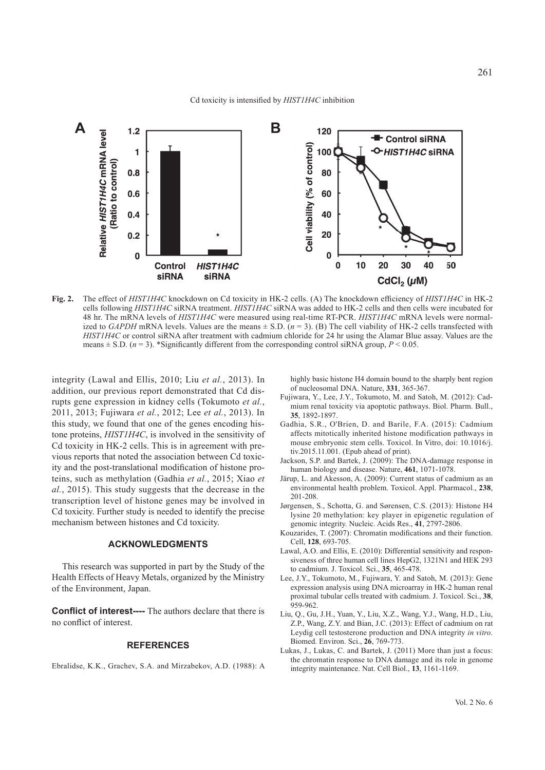**Fig. 2.** The effect of *HIST1H4C* knockdown on Cd toxicity in HK-2 cells. (A) The knockdown efficiency of *HIST1H4C* in HK-2 cells following *HIST1H4C* siRNA treatment. *HIST1H4C* siRNA was added to HK-2 cells and then cells were incubated for 48 hr. The mRNA levels of *HIST1H4C* were measured using real-time RT-PCR. *HIST1H4C* mRNA levels were normalized to *GAPDH* mRNA levels. Values are the means ± S.D. ($n = 3$). (B) The cell viability of HK-2 cells transfected with *HIST1H4C* or control siRNA after treatment with cadmium chloride for 24 hr using the Alamar Blue assay. Values are the means ± S.D. ($n = 3$). *Significantly different from the corresponding control siRNA group, $P < 0.05$.

integrity (Lawal and Ellis, 2010; Liu *et al.*, 2013). In addition, our previous report demonstrated that Cd disrupts gene expression in kidney cells (Tokumoto *et al.*, 2011, 2013; Fujiwara *et al.*, 2012; Lee *et al.*, 2013). In this study, we found that one of the genes encoding histone proteins, *HIST1H4C*, is involved in the sensitivity of Cd toxicity in HK-2 cells. This is in agreement with previous reports that noted the association between Cd toxicity and the post-translational modification of histone proteins, such as methylation (Gadhia *et al.*, 2015; Xiao *et al.*, 2015). This study suggests that the decrease in the transcription level of histone genes may be involved in Cd toxicity. Further study is needed to identify the precise mechanism between histones and Cd toxicity.

## ACKNOWLEDGMENTS

This research was supported in part by the Study of the Health Effects of Heavy Metals, organized by the Ministry of the Environment, Japan.

**Conflict of interest----** The authors declare that there is no conflict of interest.

## REFERENCES

Ebralidse, K.K., Grachev, S.A. and Mirzabekov, A.D. (1988): A highly basic histone H4 domain bound to the sharply bent region of nucleosomal DNA. Nature, **331**, 365-367.

Fujiwara, Y., Lee, J.Y., Tokumoto, M. and Satoh, M. (2012): Cadmium renal toxicity via apoptotic pathways. Biol. Pharm. Bull., **35**, 1892-1897.

Gadhia, S.R., O'Brien, D. and Barile, F.A. (2015): Cadmium affects mitotically inherited histone modification pathways in mouse embryonic stem cells. Toxicol. In Vitro, doi: 10.1016/j.tiv.2015.11.001. (Epub ahead of print).

Jackson, S.P. and Bartek, J. (2009): The DNA-damage response in human biology and disease. Nature, **461**, 1071-1078.

Järup, L. and Akesson, A. (2009): Current status of cadmium as an environmental health problem. Toxicol. Appl. Pharmacol., **238**, 201-208.

Jørgensen, S., Schotta, G. and Sørensen, C.S. (2013): Histone H4 lysine 20 methylation: key player in epigenetic regulation of genomic integrity. Nucleic. Acids Res., **41**, 2797-2806.

Kouzarides, T. (2007): Chromatin modifications and their function. Cell, **128**, 693-705.

Lawal, A.O. and Ellis, E. (2010): Differential sensitivity and responsiveness of three human cell lines HepG2, 1321N1 and HEK 293 to cadmium. J. Toxicol. Sci., **35**, 465-478.

Lee, J.Y., Tokumoto, M., Fujiwara, Y. and Satoh, M. (2013): Gene expression analysis using DNA microarray in HK-2 human renal proximal tubular cells treated with cadmium. J. Toxicol. Sci., **38**, 959-962.

Liu, Q., Gu, J.H., Yuan, Y., Liu, X.Z., Wang, Y.J., Wang, H.D., Liu, Z.P., Wang, Z.Y. and Bian, J.C. (2013): Effect of cadmium on rat Leydig cell testosterone production and DNA integrity *in vitro*. Biomed. Environ. Sci., **26**, 769-773.

Lukas, J., Lukas, C. and Bartek, J. (2011) More than just a focus: the chromatin response to DNA damage and its role in genome integrity maintenance. Nat. Cell Biol., **13**, 1161-1169.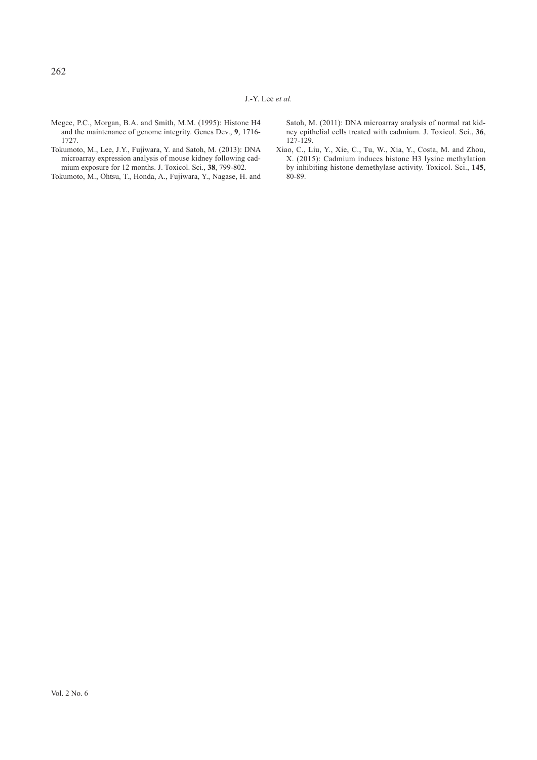Megee, P.C., Morgan, B.A. and Smith, M.M. (1995): Histone H4 and the maintenance of genome integrity. Genes Dev., **9**, 1716-1727.

Tokumoto, M., Lee, J.Y., Fujiwara, Y. and Satoh, M. (2013): DNA microarray expression analysis of mouse kidney following cadmium exposure for 12 months. J. Toxicol. Sci., **38**, 799-802.

Tokumoto, M., Ohtsu, T., Honda, A., Fujiwara, Y., Nagase, H. and Satoh, M. (2011): DNA microarray analysis of normal rat kidney epithelial cells treated with cadmium. J. Toxicol. Sci., **36**, 127-129.

Xiao, C., Liu, Y., Xie, C., Tu, W., Xia, Y., Costa, M. and Zhou, X. (2015): Cadmium induces histone H3 lysine methylation by inhibiting histone demethylase activity. Toxicol. Sci., **145**, 80-89.